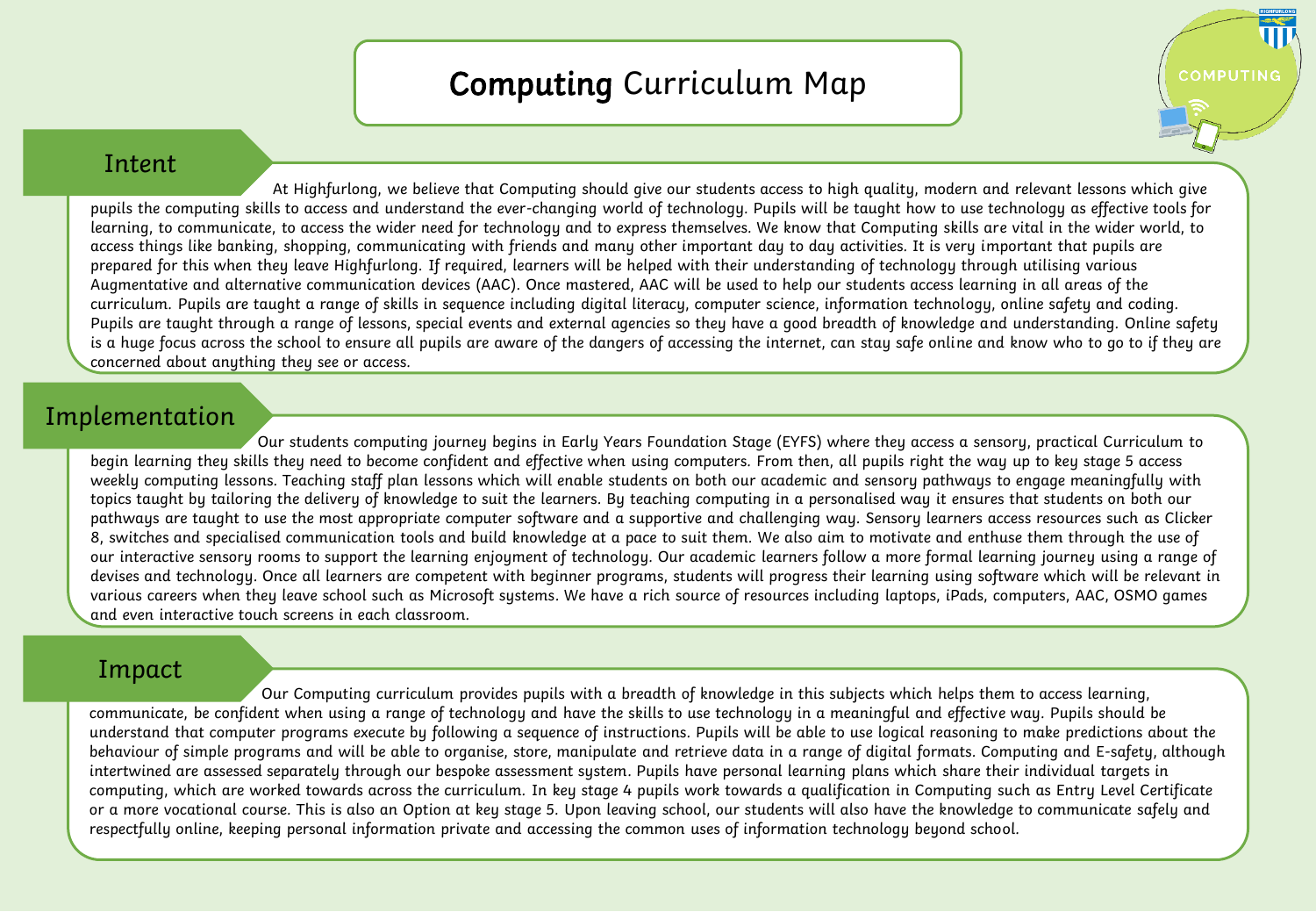# **Computing** Curriculum Map

## Intent

At Highfurlong, we believe that Computing should give our students access to high quality, modern and relevant lessons which give pupils the computing skills to access and understand the ever-changing world of technology. Pupils will be taught how to use technology as effective tools for learning, to communicate, to access the wider need for technology and to express themselves. We know that Computing skills are vital in the wider world, to access things like banking, shopping, communicating with friends and many other important day to day activities. It is very important that pupils are prepared for this when they leave Highfurlong. If required, learners will be helped with their understanding of technology through utilising various Augmentative and alternative communication devices (AAC). Once mastered, AAC will be used to help our students access learning in all areas of the curriculum. Pupils are taught a range of skills in sequence including digital literacy, computer science, information technology, online safety and coding. Pupils are taught through a range of lessons, special events and external agencies so they have a good breadth of knowledge and understanding. Online safety is a huge focus across the school to ensure all pupils are aware of the dangers of accessing the internet, can stay safe online and know who to go to if they are concerned about anything they see or access.

## Implementation

Our students computing journey begins in Early Years Foundation Stage (EYFS) where they access a sensory, practical Curriculum to begin learning they skills they need to become confident and effective when using computers. From then, all pupils right the way up to key stage 5 access weekly computing lessons. Teaching staff plan lessons which will enable students on both our academic and sensory pathways to engage meaningfully with topics taught by tailoring the delivery of knowledge to suit the learners. By teaching computing in a personalised way it ensures that students on both our pathways are taught to use the most appropriate computer software and a supportive and challenging way. Sensory learners access resources such as Clicker 8, switches and specialised communication tools and build knowledge at a pace to suit them. We also aim to motivate and enthuse them through the use of our interactive sensory rooms to support the learning enjoyment of technology. Our academic learners follow a more formal learning journey using a range of devises and technology. Once all learners are competent with beginner programs, students will progress their learning using software which will be relevant in various careers when they leave school such as Microsoft systems. We have a rich source of resources including laptops, iPads, computers, AAC, OSMO games and even interactive touch screens in each classroom.

## Impact

Our Computing curriculum provides pupils with a breadth of knowledge in this subjects which helps them to access learning, communicate, be confident when using a range of technology and have the skills to use technology in a meaningful and effective way. Pupils should be understand that computer programs execute by following a sequence of instructions. Pupils will be able to use logical reasoning to make predictions about the behaviour of simple programs and will be able to organise, store, manipulate and retrieve data in a range of digital formats. Computing and E-safety, although intertwined are assessed separately through our bespoke assessment system. Pupils have personal learning plans which share their individual targets in computing, which are worked towards across the curriculum. In key stage 4 pupils work towards a qualification in Computing such as Entry Level Certificate or a more vocational course. This is also an Option at key stage 5. Upon leaving school, our students will also have the knowledge to communicate safely and respectfully online, keeping personal information private and accessing the common uses of information technology beyond school.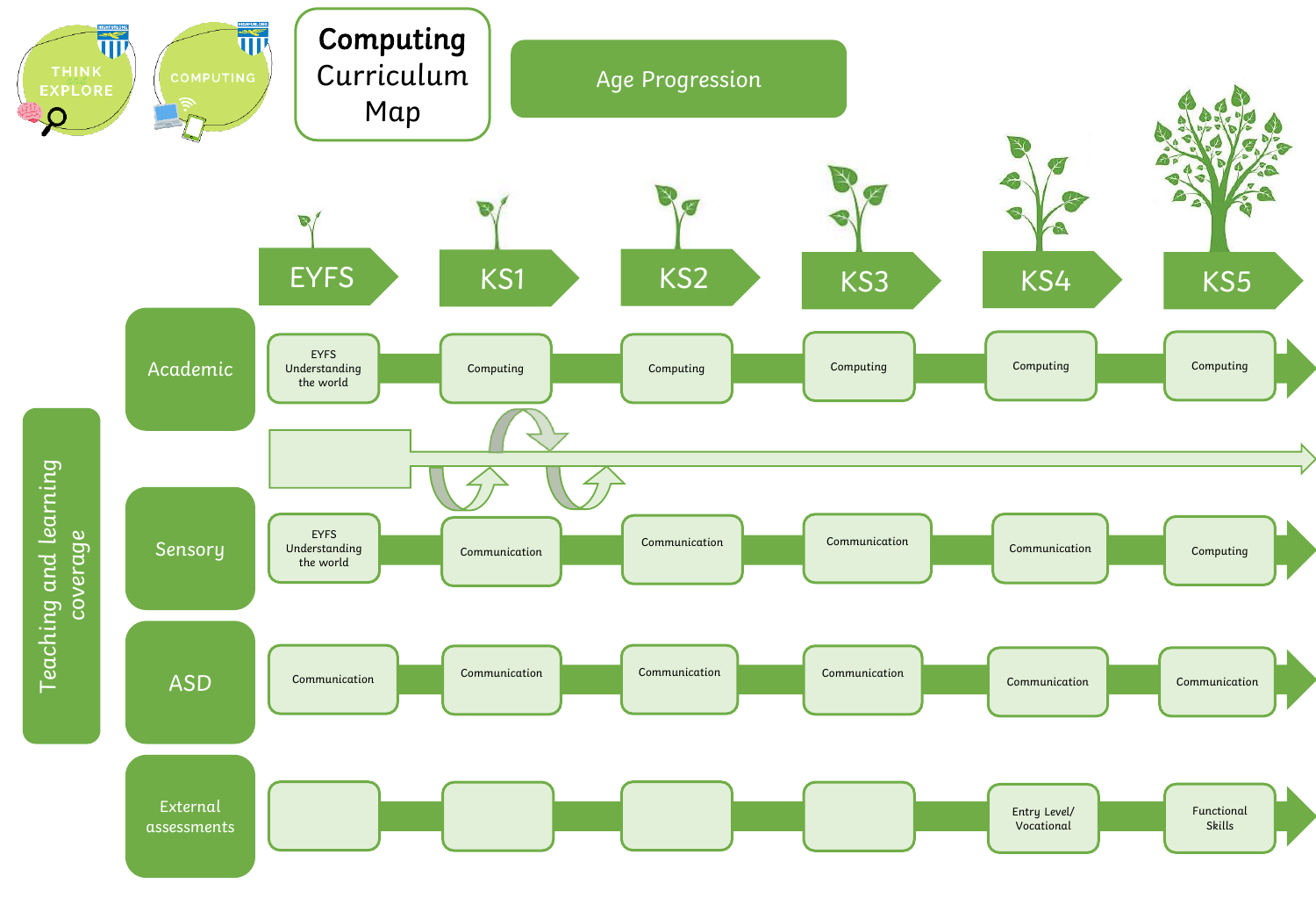THINK EXPLORE

COMPUTING

# Computing Curriculum Map

## Age Progression

| Teaching and learning coverage | EYFS | KS1 | KS2 | KS3 | KS4 | KS5 |
|---|---|---|---|---|---|---|
| Academic | EYFS Understanding the world | Computing | Computing | Computing | Computing | Computing |
| Sensory | EYFS Understanding the world | Communication | Communication | Communication | Communication | Computing |
| ASD | Communication | Communication | Communication | Communication | Communication | Communication |
| External assessments | | | | | Entry Level/ Vocational | Functional Skills |